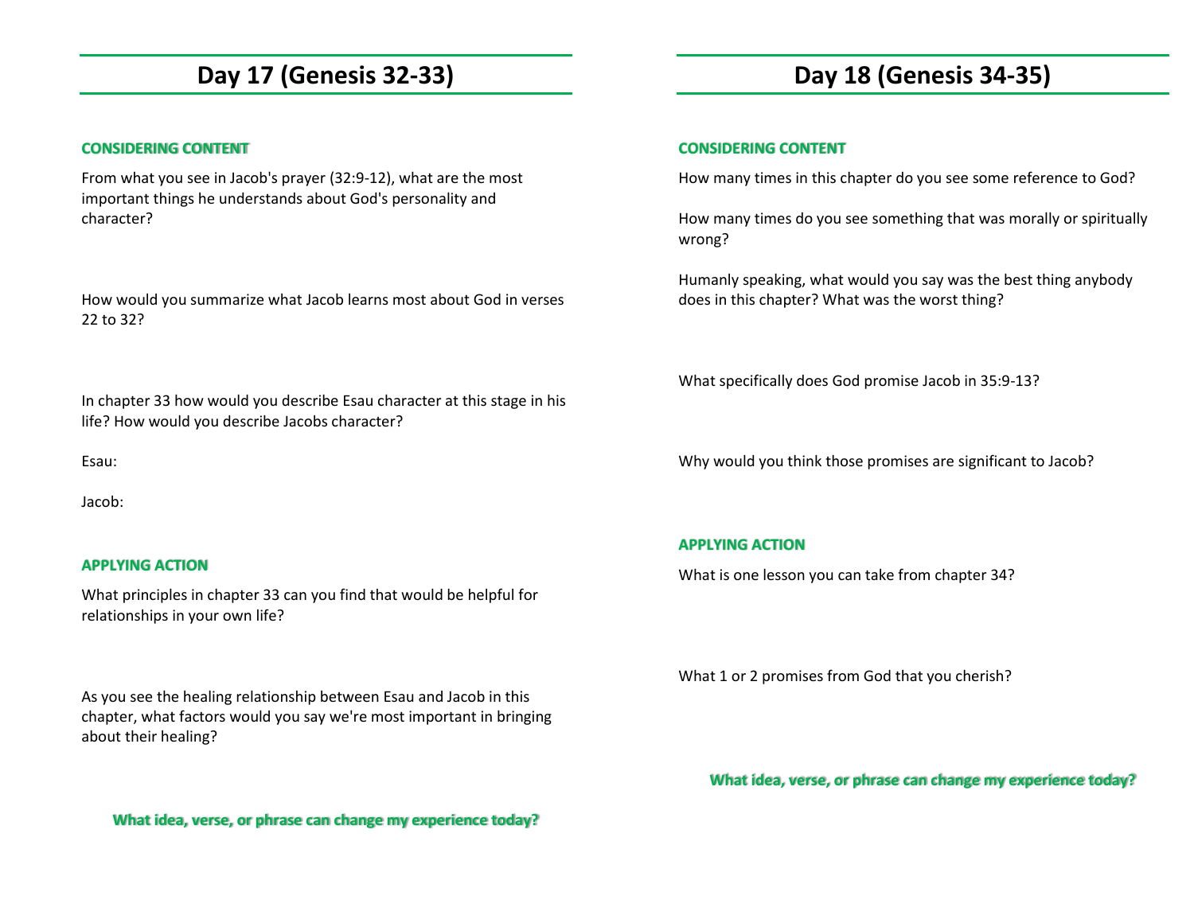# Day 17 (Genesis 32-33)

### CONSIDERING CONTENT

From what you see in Jacob's prayer (32:9-12), what are the most important things he understands about God's personality and character?

How would you summarize what Jacob learns most about God in verses 22 to 32?

In chapter 33 how would you describe Esau character at this stage in his life? How would you describe Jacobs character?

Esau:

Jacob:

### APPLYING ACTION

What principles in chapter 33 can you find that would be helpful for relationships in your own life?

As you see the healing relationship between Esau and Jacob in this chapter, what factors would you say we're most important in bringing about their healing?

**What idea, verse, or phrase can change my experience today?**

# Day 18 (Genesis 34-35)

### CONSIDERING CONTENT

How many times in this chapter do you see some reference to God?

How many times do you see something that was morally or spiritually wrong?

Humanly speaking, what would you say was the best thing anybody does in this chapter? What was the worst thing?

What specifically does God promise Jacob in 35:9-13?

Why would you think those promises are significant to Jacob?

### APPLYING ACTION

What is one lesson you can take from chapter 34?

What 1 or 2 promises from God that you cherish?

**What idea, verse, or phrase can change my experience today?**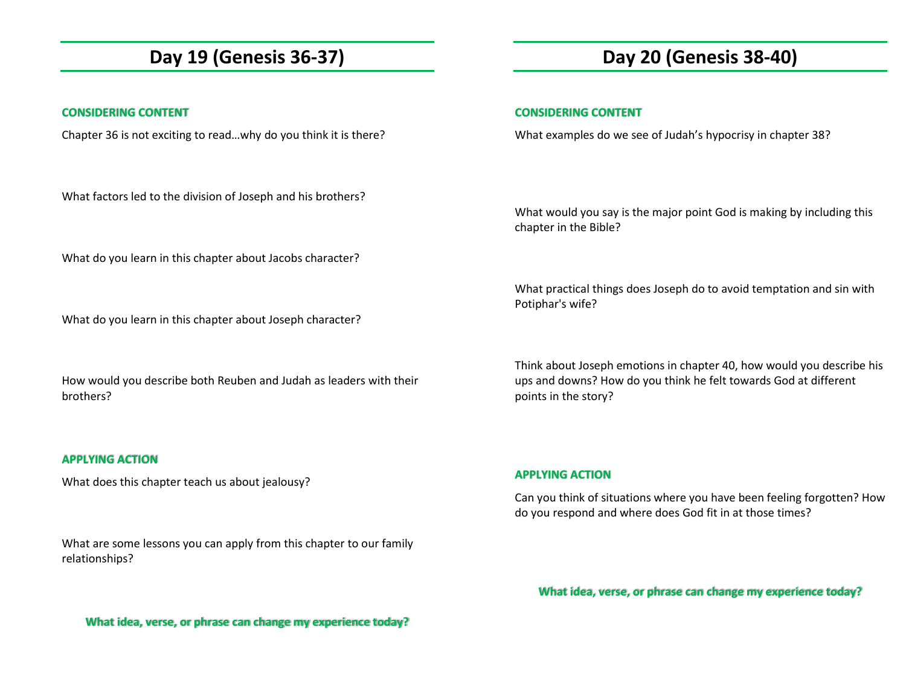## Day 19 (Genesis 36-37)

**CONSIDERING CONTENT**

Chapter 36 is not exciting to read…why do you think it is there?

What factors led to the division of Joseph and his brothers?

What do you learn in this chapter about Jacobs character?

What do you learn in this chapter about Joseph character?

How would you describe both Reuben and Judah as leaders with their brothers?

**APPLYING ACTION**

What does this chapter teach us about jealousy?

What are some lessons you can apply from this chapter to our family relationships?

**What idea, verse, or phrase can change my experience today?**

## Day 20 (Genesis 38-40)

**CONSIDERING CONTENT**

What examples do we see of Judah's hypocrisy in chapter 38?

What would you say is the major point God is making by including this chapter in the Bible?

What practical things does Joseph do to avoid temptation and sin with Potiphar's wife?

Think about Joseph emotions in chapter 40, how would you describe his ups and downs? How do you think he felt towards God at different points in the story?

**APPLYING ACTION**

Can you think of situations where you have been feeling forgotten? How do you respond and where does God fit in at those times?

**What idea, verse, or phrase can change my experience today?**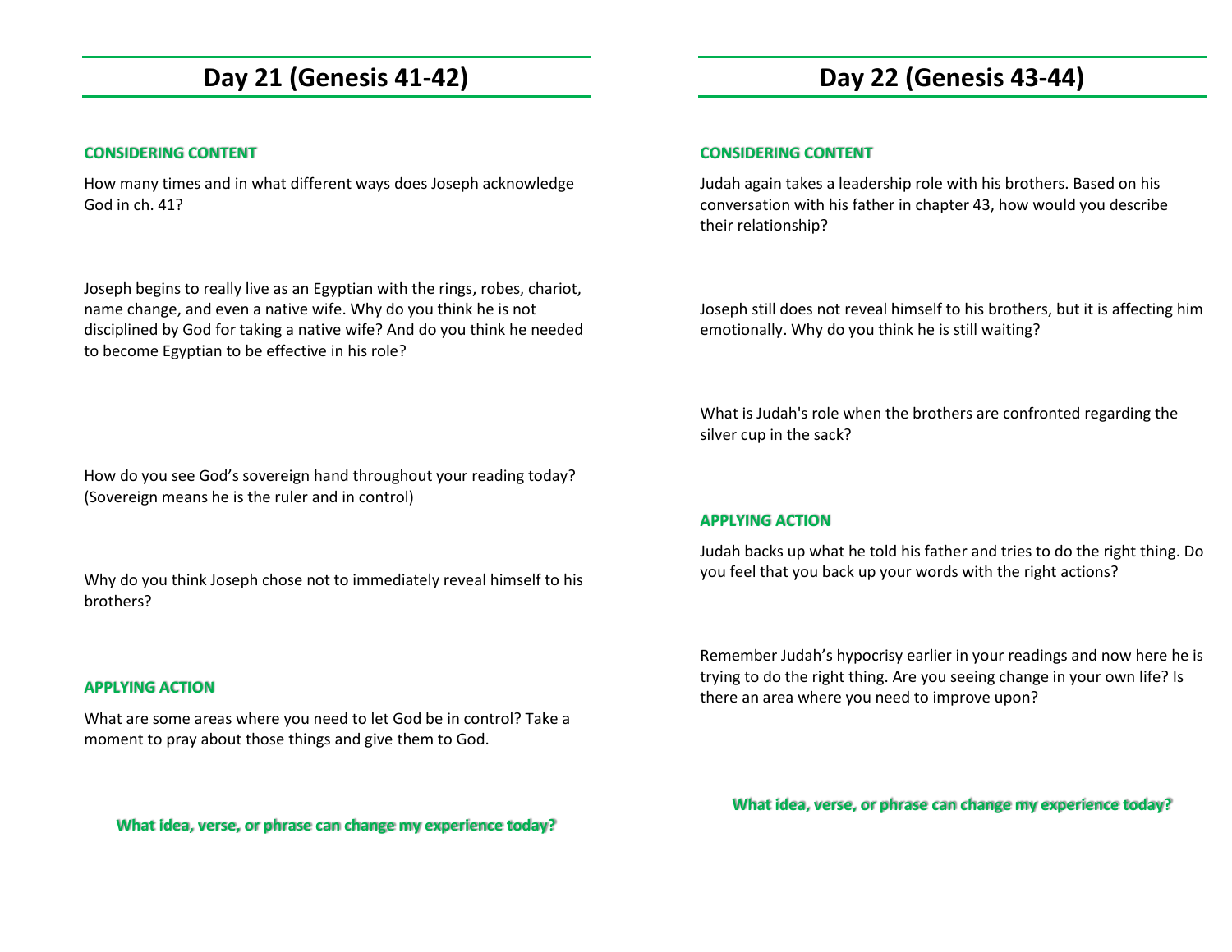# Day 21 (Genesis 41-42)

### CONSIDERING CONTENT

How many times and in what different ways does Joseph acknowledge God in ch. 41?

Joseph begins to really live as an Egyptian with the rings, robes, chariot, name change, and even a native wife. Why do you think he is not disciplined by God for taking a native wife? And do you think he needed to become Egyptian to be effective in his role?

How do you see God's sovereign hand throughout your reading today? (Sovereign means he is the ruler and in control)

Why do you think Joseph chose not to immediately reveal himself to his brothers?

### APPLYING ACTION

What are some areas where you need to let God be in control? Take a moment to pray about those things and give them to God.

**What idea, verse, or phrase can change my experience today?**

# Day 22 (Genesis 43-44)

### CONSIDERING CONTENT

Judah again takes a leadership role with his brothers. Based on his conversation with his father in chapter 43, how would you describe their relationship?

Joseph still does not reveal himself to his brothers, but it is affecting him emotionally. Why do you think he is still waiting?

What is Judah's role when the brothers are confronted regarding the silver cup in the sack?

### APPLYING ACTION

Judah backs up what he told his father and tries to do the right thing. Do you feel that you back up your words with the right actions?

Remember Judah's hypocrisy earlier in your readings and now here he is trying to do the right thing. Are you seeing change in your own life? Is there an area where you need to improve upon?

**What idea, verse, or phrase can change my experience today?**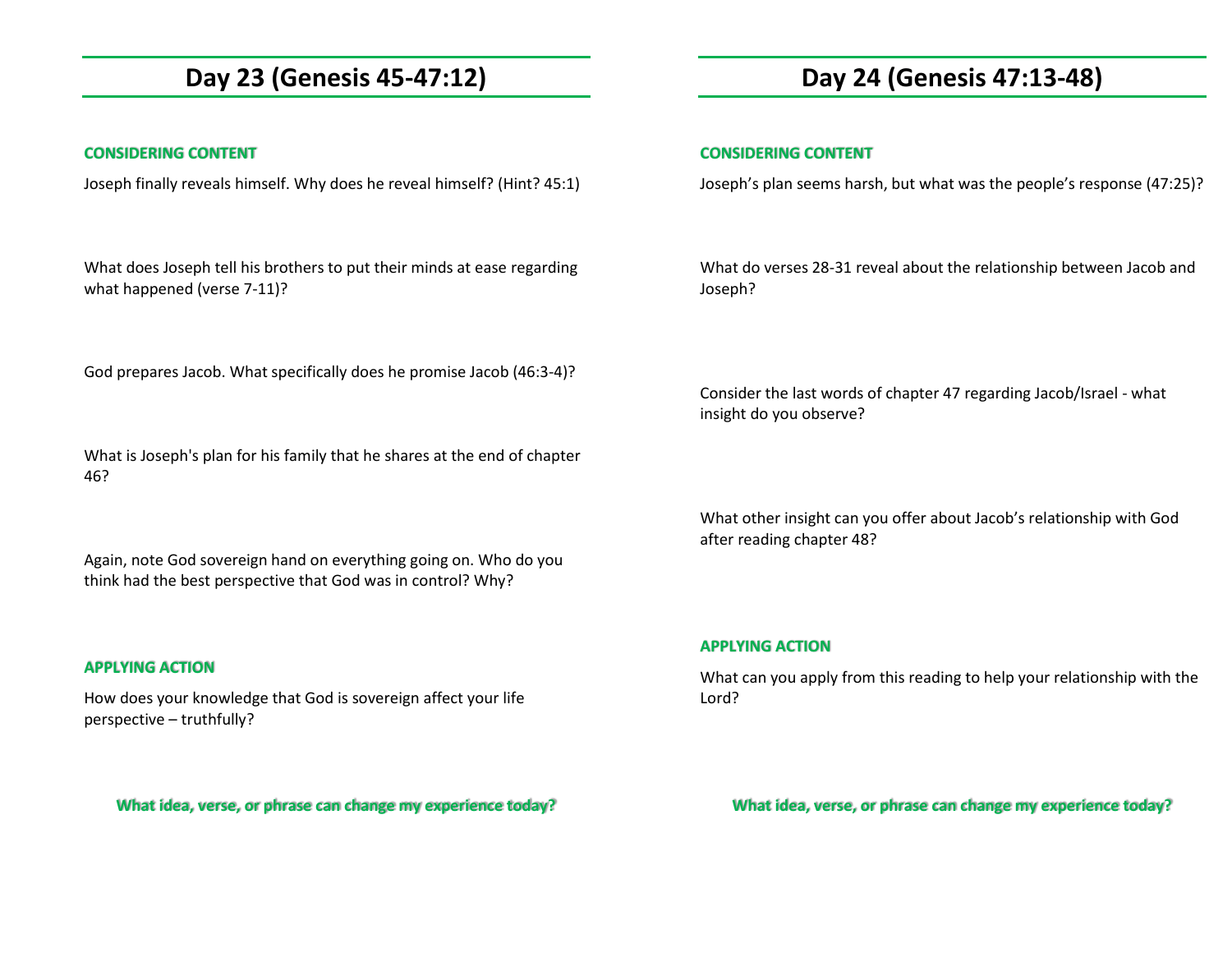# Day 23 (Genesis 45-47:12)

**CONSIDERING CONTENT**

Joseph finally reveals himself. Why does he reveal himself? (Hint? 45:1)

What does Joseph tell his brothers to put their minds at ease regarding what happened (verse 7-11)?

God prepares Jacob. What specifically does he promise Jacob (46:3-4)?

What is Joseph's plan for his family that he shares at the end of chapter 46?

Again, note God sovereign hand on everything going on. Who do you think had the best perspective that God was in control? Why?

**APPLYING ACTION**

How does your knowledge that God is sovereign affect your life perspective – truthfully?

**What idea, verse, or phrase can change my experience today?**

# Day 24 (Genesis 47:13-48)

**CONSIDERING CONTENT**

Joseph's plan seems harsh, but what was the people's response (47:25)?

What do verses 28-31 reveal about the relationship between Jacob and Joseph?

Consider the last words of chapter 47 regarding Jacob/Israel - what insight do you observe?

What other insight can you offer about Jacob's relationship with God after reading chapter 48?

**APPLYING ACTION**

What can you apply from this reading to help your relationship with the Lord?

**What idea, verse, or phrase can change my experience today?**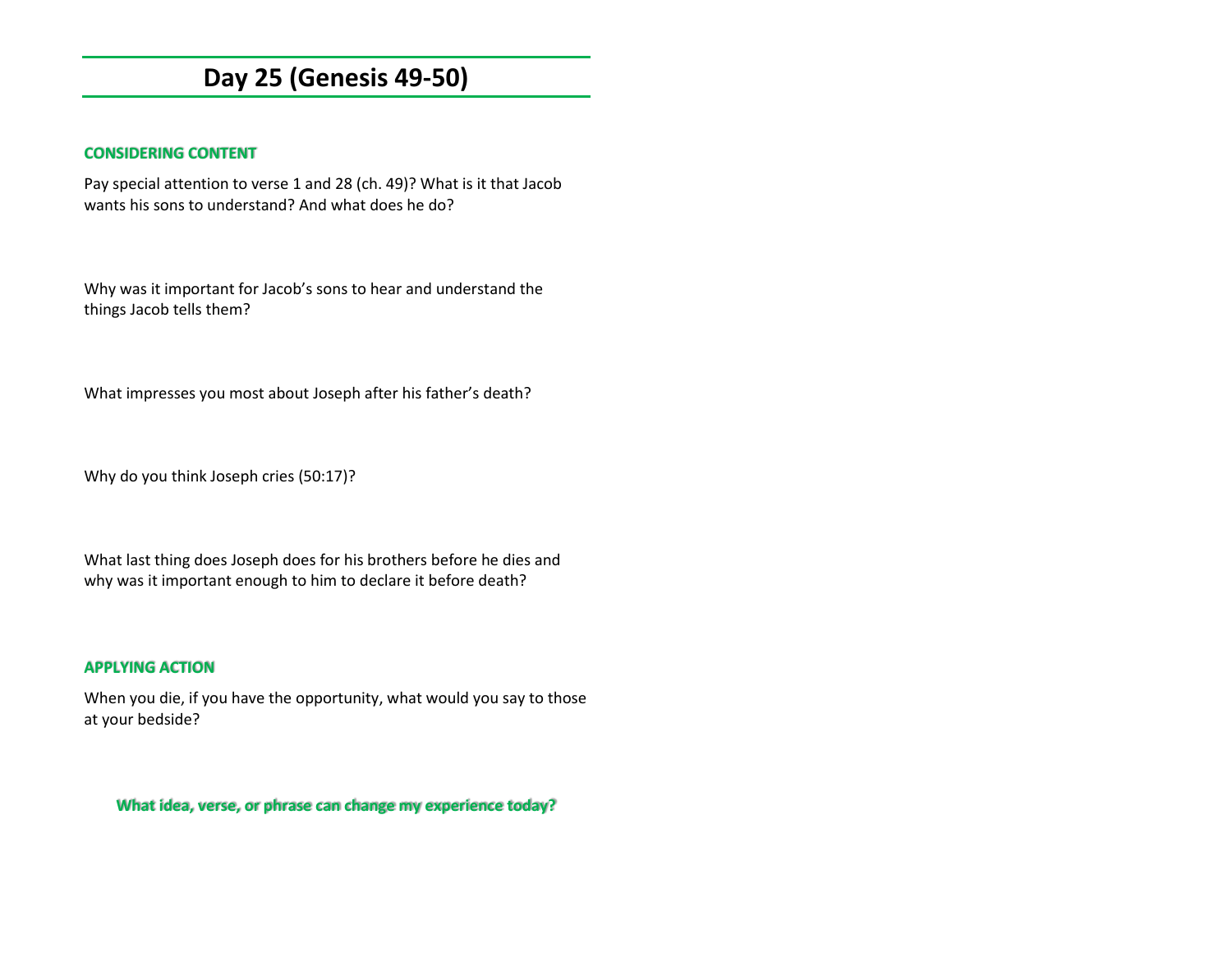# Day 25 (Genesis 49-50)

### CONSIDERING CONTENT

Pay special attention to verse 1 and 28 (ch. 49)? What is it that Jacob wants his sons to understand? And what does he do?

Why was it important for Jacob's sons to hear and understand the things Jacob tells them?

What impresses you most about Joseph after his father's death?

Why do you think Joseph cries (50:17)?

What last thing does Joseph does for his brothers before he dies and why was it important enough to him to declare it before death?

### APPLYING ACTION

When you die, if you have the opportunity, what would you say to those at your bedside?

**What idea, verse, or phrase can change my experience today?**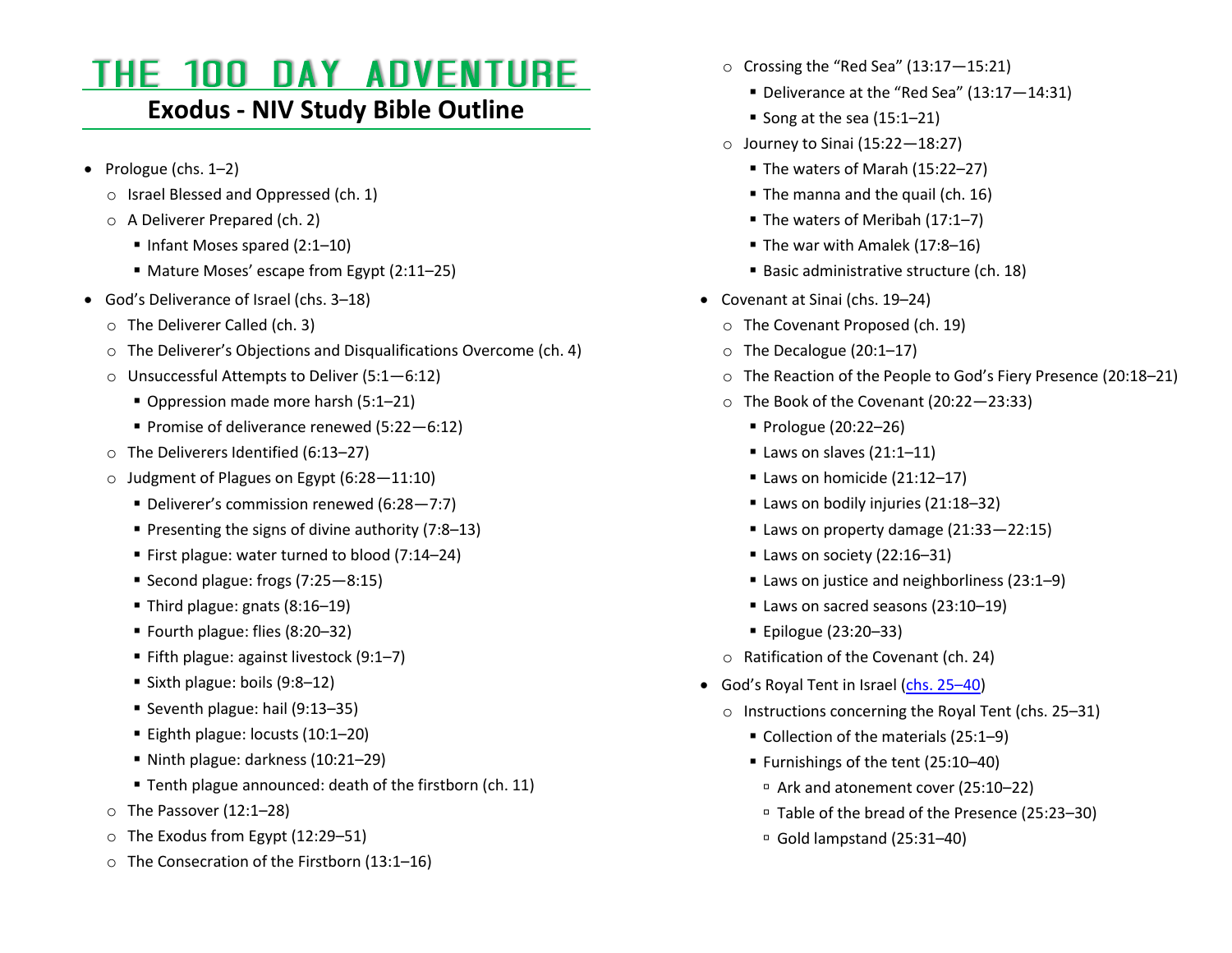# THE 100 DAY ADVENTURE

## Exodus - NIV Study Bible Outline

- Prologue (chs. 1–2)
  - Israel Blessed and Oppressed (ch. 1)
  - A Deliverer Prepared (ch. 2)
    - Infant Moses spared (2:1–10)
    - Mature Moses' escape from Egypt (2:11–25)
- God's Deliverance of Israel (chs. 3–18)
  - The Deliverer Called (ch. 3)
  - The Deliverer's Objections and Disqualifications Overcome (ch. 4)
  - Unsuccessful Attempts to Deliver (5:1—6:12)
    - Oppression made more harsh (5:1–21)
    - Promise of deliverance renewed (5:22—6:12)
  - The Deliverers Identified (6:13–27)
  - Judgment of Plagues on Egypt (6:28—11:10)
    - Deliverer's commission renewed (6:28—7:7)
    - Presenting the signs of divine authority (7:8–13)
    - First plague: water turned to blood (7:14–24)
    - Second plague: frogs (7:25—8:15)
    - Third plague: gnats (8:16–19)
    - Fourth plague: flies (8:20–32)
    - Fifth plague: against livestock (9:1–7)
    - Sixth plague: boils (9:8–12)
    - Seventh plague: hail (9:13–35)
    - Eighth plague: locusts (10:1–20)
    - Ninth plague: darkness (10:21–29)
    - Tenth plague announced: death of the firstborn (ch. 11)
  - The Passover (12:1–28)
  - The Exodus from Egypt (12:29–51)
  - The Consecration of the Firstborn (13:1–16)
  - Crossing the "Red Sea" (13:17—15:21)
    - Deliverance at the "Red Sea" (13:17—14:31)
    - Song at the sea (15:1–21)
  - Journey to Sinai (15:22—18:27)
    - The waters of Marah (15:22–27)
    - The manna and the quail (ch. 16)
    - The waters of Meribah (17:1–7)
    - The war with Amalek (17:8–16)
    - Basic administrative structure (ch. 18)
- Covenant at Sinai (chs. 19–24)
  - The Covenant Proposed (ch. 19)
  - The Decalogue (20:1–17)
  - The Reaction of the People to God's Fiery Presence (20:18–21)
  - The Book of the Covenant (20:22—23:33)
    - Prologue (20:22–26)
    - Laws on slaves (21:1–11)
    - Laws on homicide (21:12–17)
    - Laws on bodily injuries (21:18–32)
    - Laws on property damage (21:33—22:15)
    - Laws on society (22:16–31)
    - Laws on justice and neighborliness (23:1–9)
    - Laws on sacred seasons (23:10–19)
    - Epilogue (23:20–33)
  - Ratification of the Covenant (ch. 24)
- God's Royal Tent in Israel (chs. 25–40)
  - Instructions concerning the Royal Tent (chs. 25–31)
    - Collection of the materials (25:1–9)
    - Furnishings of the tent (25:10–40)
      - Ark and atonement cover (25:10–22)
      - Table of the bread of the Presence (25:23–30)
      - Gold lampstand (25:31–40)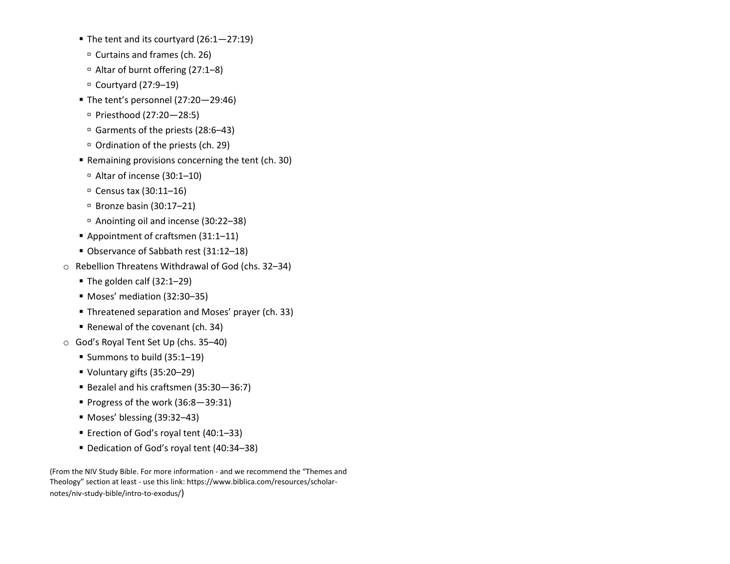- The tent and its courtyard (26:1—27:19)
      - Curtains and frames (ch. 26)
      - Altar of burnt offering (27:1–8)
      - Courtyard (27:9–19)
    - The tent's personnel (27:20—29:46)
      - Priesthood (27:20—28:5)
      - Garments of the priests (28:6–43)
      - Ordination of the priests (ch. 29)
    - Remaining provisions concerning the tent (ch. 30)
      - Altar of incense (30:1–10)
      - Census tax (30:11–16)
      - Bronze basin (30:17–21)
      - Anointing oil and incense (30:22–38)
    - Appointment of craftsmen (31:1–11)
    - Observance of Sabbath rest (31:12–18)
  - Rebellion Threatens Withdrawal of God (chs. 32–34)
    - The golden calf (32:1–29)
    - Moses' mediation (32:30–35)
    - Threatened separation and Moses' prayer (ch. 33)
    - Renewal of the covenant (ch. 34)
  - God's Royal Tent Set Up (chs. 35–40)
    - Summons to build (35:1–19)
    - Voluntary gifts (35:20–29)
    - Bezalel and his craftsmen (35:30—36:7)
    - Progress of the work (36:8—39:31)
    - Moses' blessing (39:32–43)
    - Erection of God's royal tent (40:1–33)
    - Dedication of God's royal tent (40:34–38)

(From the NIV Study Bible. For more information - and we recommend the "Themes and Theology" section at least - use this link: https://www.biblica.com/resources/scholar-notes/niv-study-bible/intro-to-exodus/)